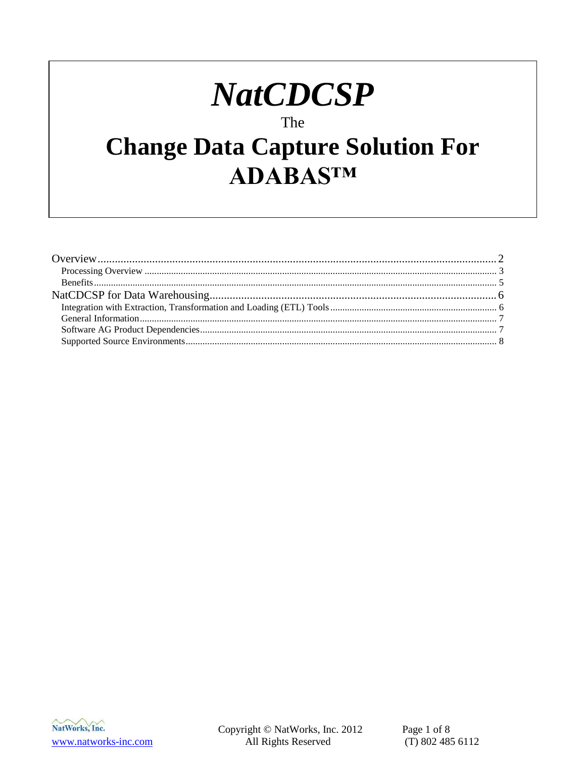# *NatCDCSP*

The

# Change Data Capture Solution For ADABAS™

- Overview .......... 2
  - Processing Overview .......... 3
  - Benefits .......... 5
- NatCDCSP for Data Warehousing .......... 6
  - Integration with Extraction, Transformation and Loading (ETL) Tools .......... 6
  - General Information .......... 7
  - Software AG Product Dependencies .......... 7
  - Supported Source Environments .......... 8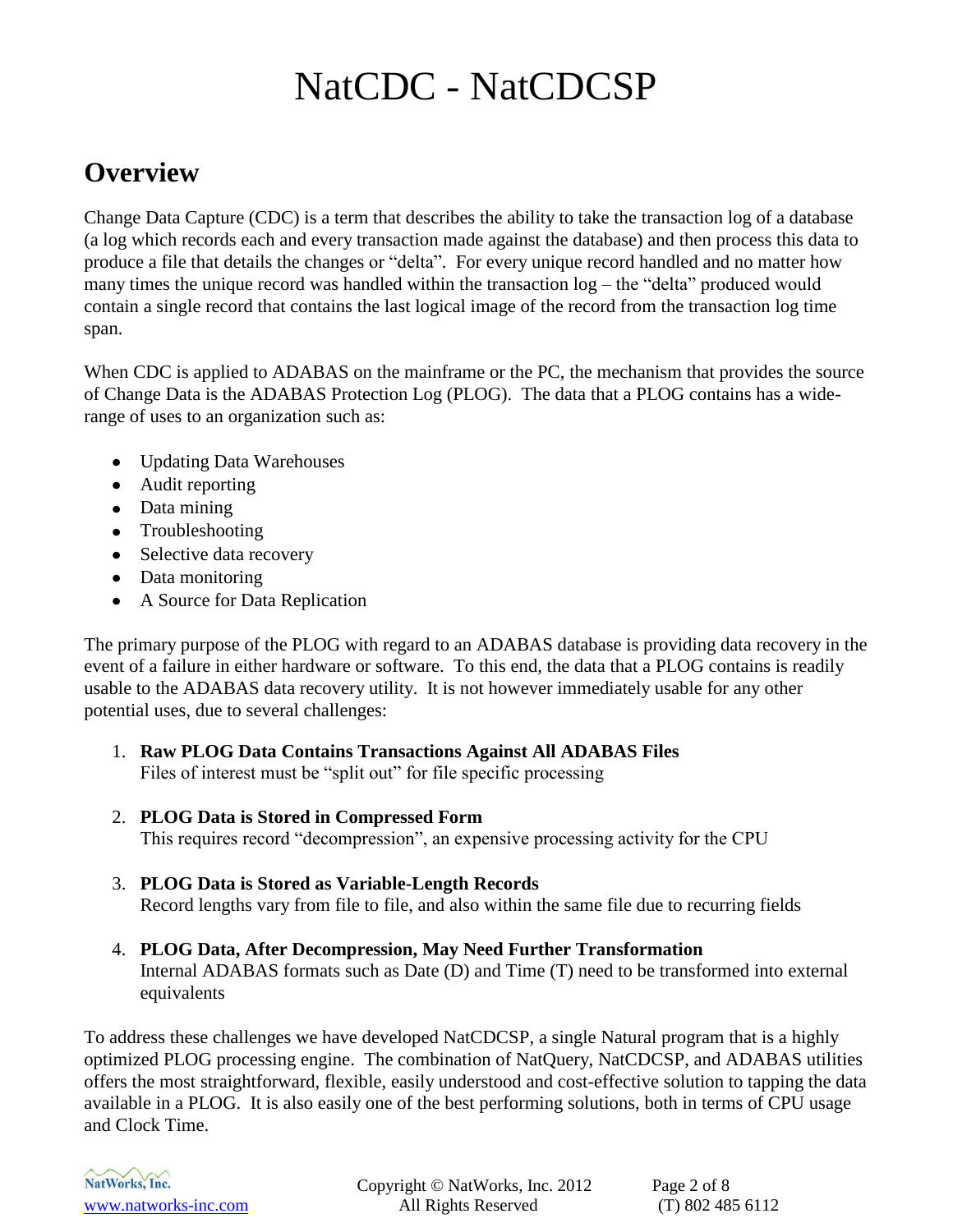# NatCDC - NatCDCSP

## Overview

Change Data Capture (CDC) is a term that describes the ability to take the transaction log of a database (a log which records each and every transaction made against the database) and then process this data to produce a file that details the changes or "delta". For every unique record handled and no matter how many times the unique record was handled within the transaction log – the "delta" produced would contain a single record that contains the last logical image of the record from the transaction log time span.

When CDC is applied to ADABAS on the mainframe or the PC, the mechanism that provides the source of Change Data is the ADABAS Protection Log (PLOG). The data that a PLOG contains has a wide-range of uses to an organization such as:

- Updating Data Warehouses
- Audit reporting
- Data mining
- Troubleshooting
- Selective data recovery
- Data monitoring
- A Source for Data Replication

The primary purpose of the PLOG with regard to an ADABAS database is providing data recovery in the event of a failure in either hardware or software. To this end, the data that a PLOG contains is readily usable to the ADABAS data recovery utility. It is not however immediately usable for any other potential uses, due to several challenges:

1. **Raw PLOG Data Contains Transactions Against All ADABAS Files**
   Files of interest must be "split out" for file specific processing

2. **PLOG Data is Stored in Compressed Form**
   This requires record "decompression", an expensive processing activity for the CPU

3. **PLOG Data is Stored as Variable-Length Records**
   Record lengths vary from file to file, and also within the same file due to recurring fields

4. **PLOG Data, After Decompression, May Need Further Transformation**
   Internal ADABAS formats such as Date (D) and Time (T) need to be transformed into external equivalents

To address these challenges we have developed NatCDCSP, a single Natural program that is a highly optimized PLOG processing engine. The combination of NatQuery, NatCDCSP, and ADABAS utilities offers the most straightforward, flexible, easily understood and cost-effective solution to tapping the data available in a PLOG. It is also easily one of the best performing solutions, both in terms of CPU usage and Clock Time.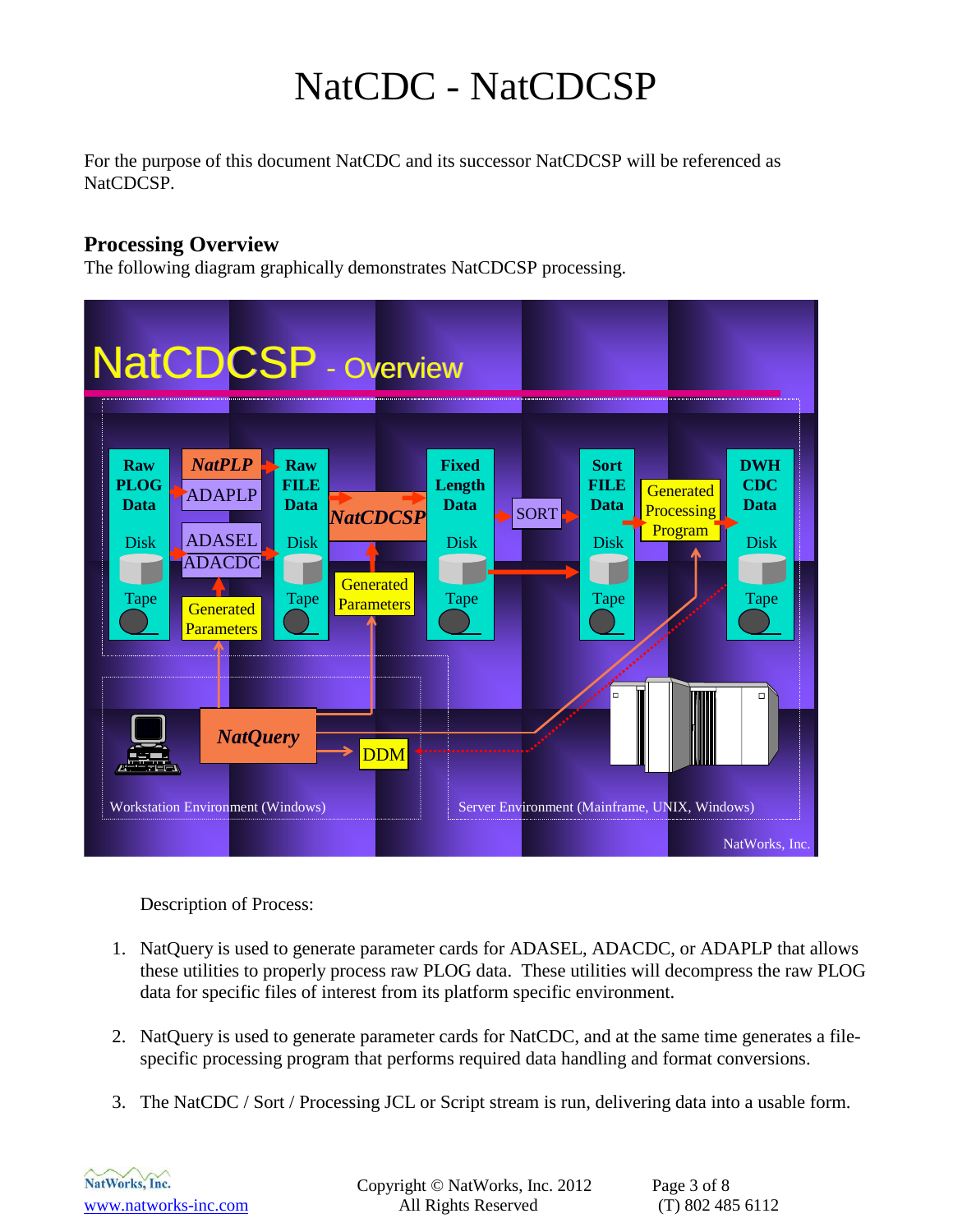# NatCDC - NatCDCSP

For the purpose of this document NatCDC and its successor NatCDCSP will be referenced as NatCDCSP.

## Processing Overview

The following diagram graphically demonstrates NatCDCSP processing.

Description of Process:

1. NatQuery is used to generate parameter cards for ADASEL, ADACDC, or ADAPLP that allows these utilities to properly process raw PLOG data. These utilities will decompress the raw PLOG data for specific files of interest from its platform specific environment.

2. NatQuery is used to generate parameter cards for NatCDC, and at the same time generates a file-specific processing program that performs required data handling and format conversions.

3. The NatCDC / Sort / Processing JCL or Script stream is run, delivering data into a usable form.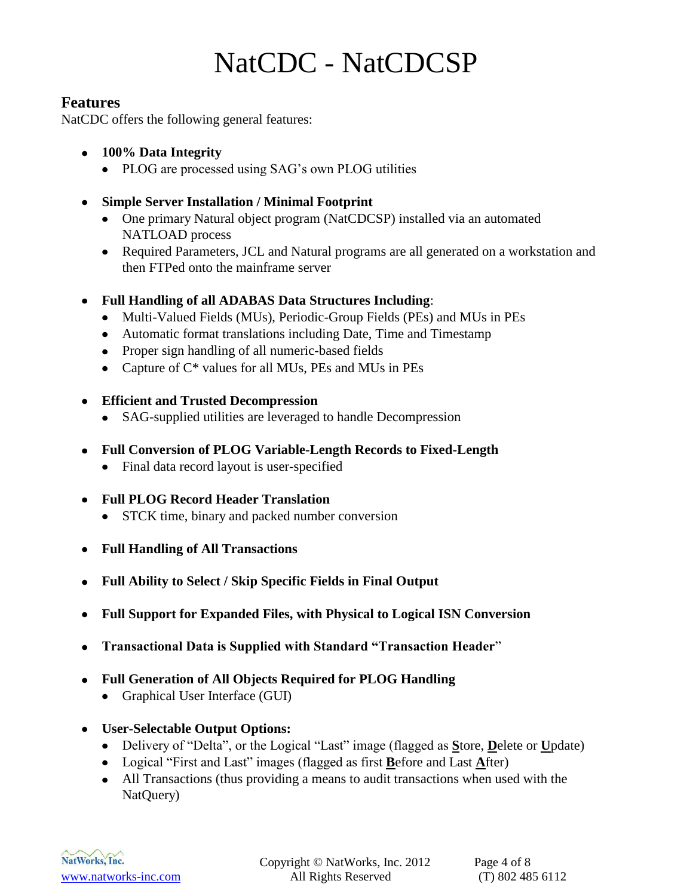# NatCDC - NatCDCSP

## Features

NatCDC offers the following general features:

- **100% Data Integrity**
  - PLOG are processed using SAG's own PLOG utilities

- **Simple Server Installation / Minimal Footprint**
  - One primary Natural object program (NatCDCSP) installed via an automated NATLOAD process
  - Required Parameters, JCL and Natural programs are all generated on a workstation and then FTPed onto the mainframe server

- **Full Handling of all ADABAS Data Structures Including**:
  - Multi-Valued Fields (MUs), Periodic-Group Fields (PEs) and MUs in PEs
  - Automatic format translations including Date, Time and Timestamp
  - Proper sign handling of all numeric-based fields
  - Capture of C* values for all MUs, PEs and MUs in PEs

- **Efficient and Trusted Decompression**
  - SAG-supplied utilities are leveraged to handle Decompression

- **Full Conversion of PLOG Variable-Length Records to Fixed-Length**
  - Final data record layout is user-specified

- **Full PLOG Record Header Translation**
  - STCK time, binary and packed number conversion

- **Full Handling of All Transactions**

- **Full Ability to Select / Skip Specific Fields in Final Output**

- **Full Support for Expanded Files, with Physical to Logical ISN Conversion**

- **Transactional Data is Supplied with Standard "Transaction Header**"

- **Full Generation of All Objects Required for PLOG Handling**
  - Graphical User Interface (GUI)

- **User-Selectable Output Options:**
  - Delivery of "Delta", or the Logical "Last" image (flagged as **S**tore, **D**elete or **U**pdate)
  - Logical "First and Last" images (flagged as first **B**efore and Last **A**fter)
  - All Transactions (thus providing a means to audit transactions when used with the NatQuery)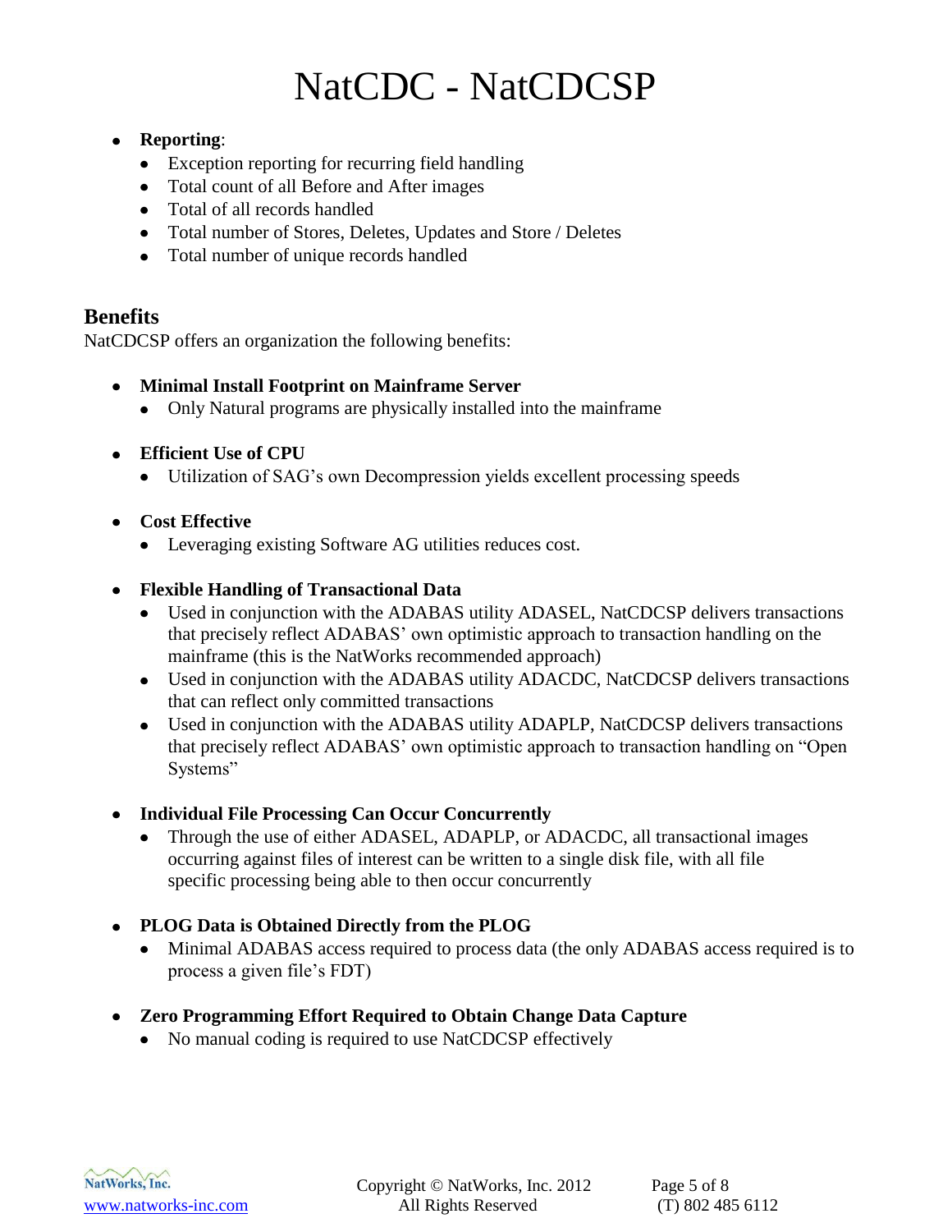- **Reporting**:
  - Exception reporting for recurring field handling
  - Total count of all Before and After images
  - Total of all records handled
  - Total number of Stores, Deletes, Updates and Store / Deletes
  - Total number of unique records handled

## Benefits

NatCDCSP offers an organization the following benefits:

- **Minimal Install Footprint on Mainframe Server**
  - Only Natural programs are physically installed into the mainframe

- **Efficient Use of CPU**
  - Utilization of SAG's own Decompression yields excellent processing speeds

- **Cost Effective**
  - Leveraging existing Software AG utilities reduces cost.

- **Flexible Handling of Transactional Data**
  - Used in conjunction with the ADABAS utility ADASEL, NatCDCSP delivers transactions that precisely reflect ADABAS' own optimistic approach to transaction handling on the mainframe (this is the NatWorks recommended approach)
  - Used in conjunction with the ADABAS utility ADACDC, NatCDCSP delivers transactions that can reflect only committed transactions
  - Used in conjunction with the ADABAS utility ADAPLP, NatCDCSP delivers transactions that precisely reflect ADABAS' own optimistic approach to transaction handling on "Open Systems"

- **Individual File Processing Can Occur Concurrently**
  - Through the use of either ADASEL, ADAPLP, or ADACDC, all transactional images occurring against files of interest can be written to a single disk file, with all file specific processing being able to then occur concurrently

- **PLOG Data is Obtained Directly from the PLOG**
  - Minimal ADABAS access required to process data (the only ADABAS access required is to process a given file's FDT)

- **Zero Programming Effort Required to Obtain Change Data Capture**
  - No manual coding is required to use NatCDCSP effectively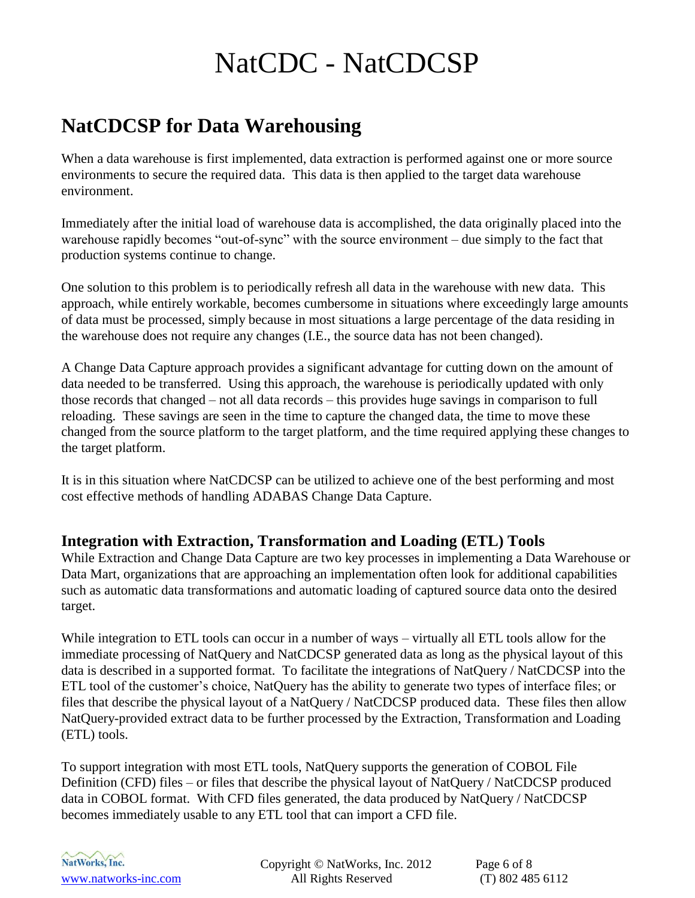# NatCDC - NatCDCSP

## NatCDCSP for Data Warehousing

When a data warehouse is first implemented, data extraction is performed against one or more source environments to secure the required data. This data is then applied to the target data warehouse environment.

Immediately after the initial load of warehouse data is accomplished, the data originally placed into the warehouse rapidly becomes "out-of-sync" with the source environment – due simply to the fact that production systems continue to change.

One solution to this problem is to periodically refresh all data in the warehouse with new data. This approach, while entirely workable, becomes cumbersome in situations where exceedingly large amounts of data must be processed, simply because in most situations a large percentage of the data residing in the warehouse does not require any changes (I.E., the source data has not been changed).

A Change Data Capture approach provides a significant advantage for cutting down on the amount of data needed to be transferred. Using this approach, the warehouse is periodically updated with only those records that changed – not all data records – this provides huge savings in comparison to full reloading. These savings are seen in the time to capture the changed data, the time to move these changed from the source platform to the target platform, and the time required applying these changes to the target platform.

It is in this situation where NatCDCSP can be utilized to achieve one of the best performing and most cost effective methods of handling ADABAS Change Data Capture.

### Integration with Extraction, Transformation and Loading (ETL) Tools

While Extraction and Change Data Capture are two key processes in implementing a Data Warehouse or Data Mart, organizations that are approaching an implementation often look for additional capabilities such as automatic data transformations and automatic loading of captured source data onto the desired target.

While integration to ETL tools can occur in a number of ways – virtually all ETL tools allow for the immediate processing of NatQuery and NatCDCSP generated data as long as the physical layout of this data is described in a supported format. To facilitate the integrations of NatQuery / NatCDCSP into the ETL tool of the customer's choice, NatQuery has the ability to generate two types of interface files; or files that describe the physical layout of a NatQuery / NatCDCSP produced data. These files then allow NatQuery-provided extract data to be further processed by the Extraction, Transformation and Loading (ETL) tools.

To support integration with most ETL tools, NatQuery supports the generation of COBOL File Definition (CFD) files – or files that describe the physical layout of NatQuery / NatCDCSP produced data in COBOL format. With CFD files generated, the data produced by NatQuery / NatCDCSP becomes immediately usable to any ETL tool that can import a CFD file.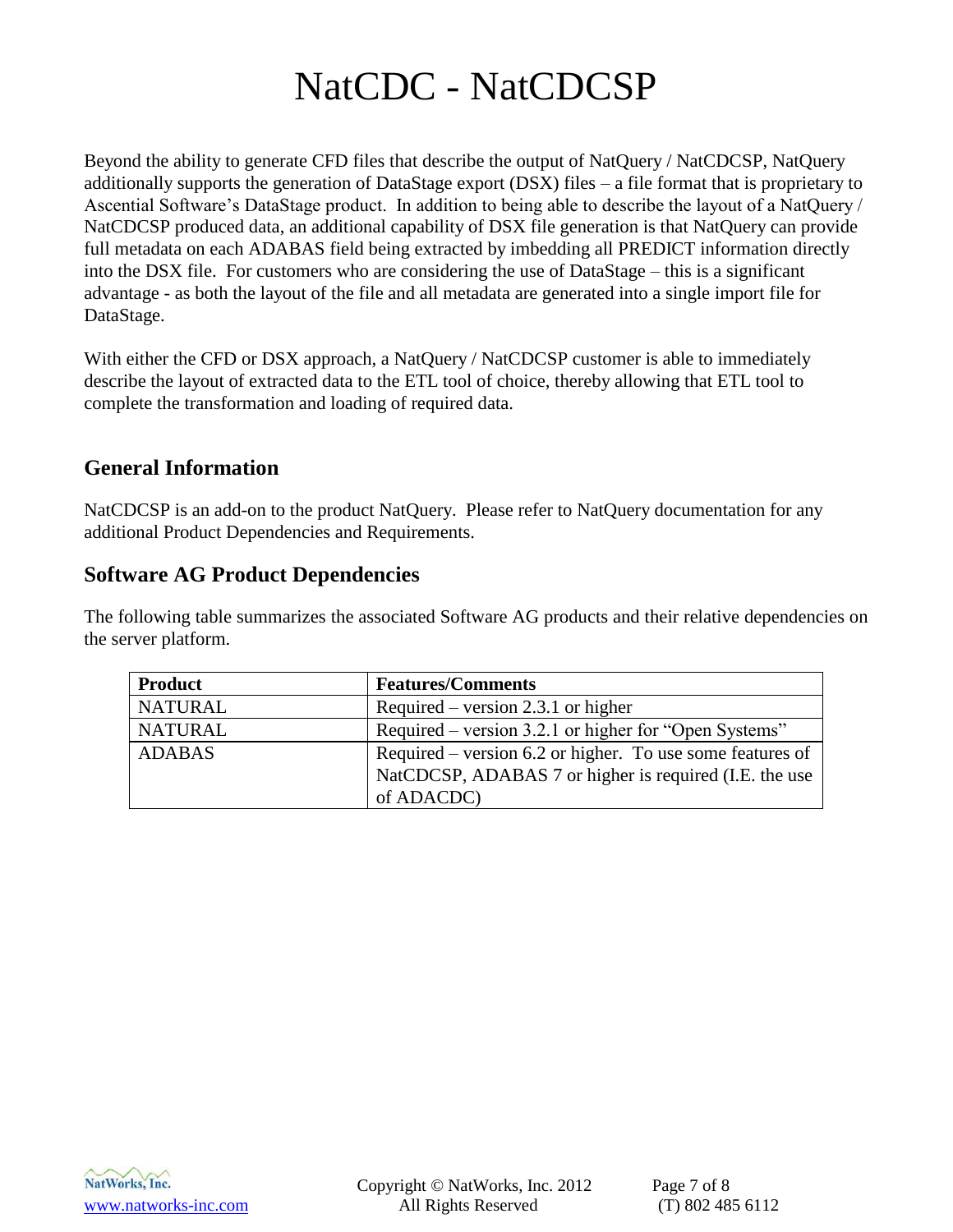# NatCDC - NatCDCSP

Beyond the ability to generate CFD files that describe the output of NatQuery / NatCDCSP, NatQuery additionally supports the generation of DataStage export (DSX) files – a file format that is proprietary to Ascential Software's DataStage product. In addition to being able to describe the layout of a NatQuery / NatCDCSP produced data, an additional capability of DSX file generation is that NatQuery can provide full metadata on each ADABAS field being extracted by imbedding all PREDICT information directly into the DSX file. For customers who are considering the use of DataStage – this is a significant advantage - as both the layout of the file and all metadata are generated into a single import file for DataStage.

With either the CFD or DSX approach, a NatQuery / NatCDCSP customer is able to immediately describe the layout of extracted data to the ETL tool of choice, thereby allowing that ETL tool to complete the transformation and loading of required data.

## General Information

NatCDCSP is an add-on to the product NatQuery. Please refer to NatQuery documentation for any additional Product Dependencies and Requirements.

## Software AG Product Dependencies

The following table summarizes the associated Software AG products and their relative dependencies on the server platform.

| Product | Features/Comments |
|---|---|
| NATURAL | Required – version 2.3.1 or higher |
| NATURAL | Required – version 3.2.1 or higher for "Open Systems" |
| ADABAS | Required – version 6.2 or higher. To use some features of NatCDCSP, ADABAS 7 or higher is required (I.E. the use of ADACDC) |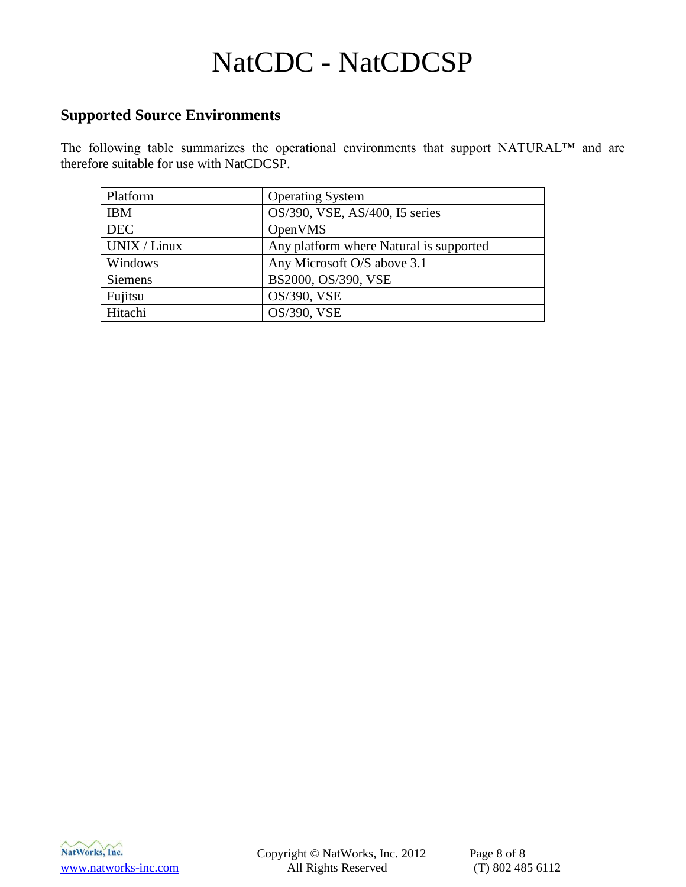# NatCDC - NatCDCSP

## Supported Source Environments

The following table summarizes the operational environments that support NATURAL™ and are therefore suitable for use with NatCDCSP.

| Platform | Operating System |
|---|---|
| IBM | OS/390, VSE, AS/400, I5 series |
| DEC | OpenVMS |
| UNIX / Linux | Any platform where Natural is supported |
| Windows | Any Microsoft O/S above 3.1 |
| Siemens | BS2000, OS/390, VSE |
| Fujitsu | OS/390, VSE |
| Hitachi | OS/390, VSE |